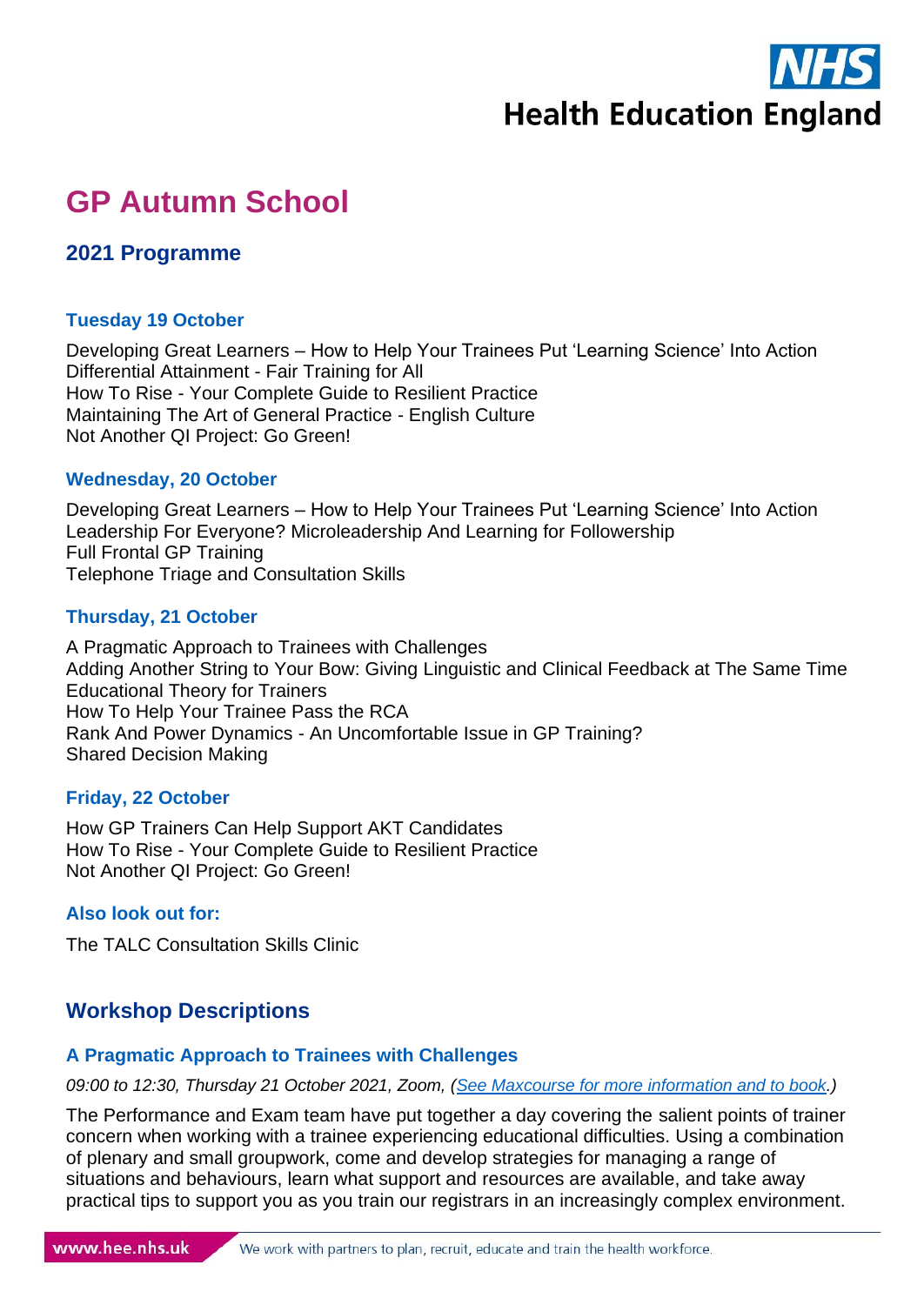# GP Autumn School

## 2021 Programme

### Tuesday 19 October

Developing Great Learners – How to Help Your Trainees Put 'Learning Science' Into Action
Differential Attainment - Fair Training for All
How To Rise - Your Complete Guide to Resilient Practice
Maintaining The Art of General Practice - English Culture
Not Another QI Project: Go Green!

### Wednesday, 20 October

Developing Great Learners – How to Help Your Trainees Put 'Learning Science' Into Action
Leadership For Everyone? Microleadership And Learning for Followership
Full Frontal GP Training
Telephone Triage and Consultation Skills

### Thursday, 21 October

A Pragmatic Approach to Trainees with Challenges
Adding Another String to Your Bow: Giving Linguistic and Clinical Feedback at The Same Time
Educational Theory for Trainers
How To Help Your Trainee Pass the RCA
Rank And Power Dynamics - An Uncomfortable Issue in GP Training?
Shared Decision Making

### Friday, 22 October

How GP Trainers Can Help Support AKT Candidates
How To Rise - Your Complete Guide to Resilient Practice
Not Another QI Project: Go Green!

### Also look out for:

The TALC Consultation Skills Clinic

## Workshop Descriptions

### A Pragmatic Approach to Trainees with Challenges

*09:00 to 12:30, Thursday 21 October 2021, Zoom, (See Maxcourse for more information and to book.)*

The Performance and Exam team have put together a day covering the salient points of trainer concern when working with a trainee experiencing educational difficulties. Using a combination of plenary and small groupwork, come and develop strategies for managing a range of situations and behaviours, learn what support and resources are available, and take away practical tips to support you as you train our registrars in an increasingly complex environment.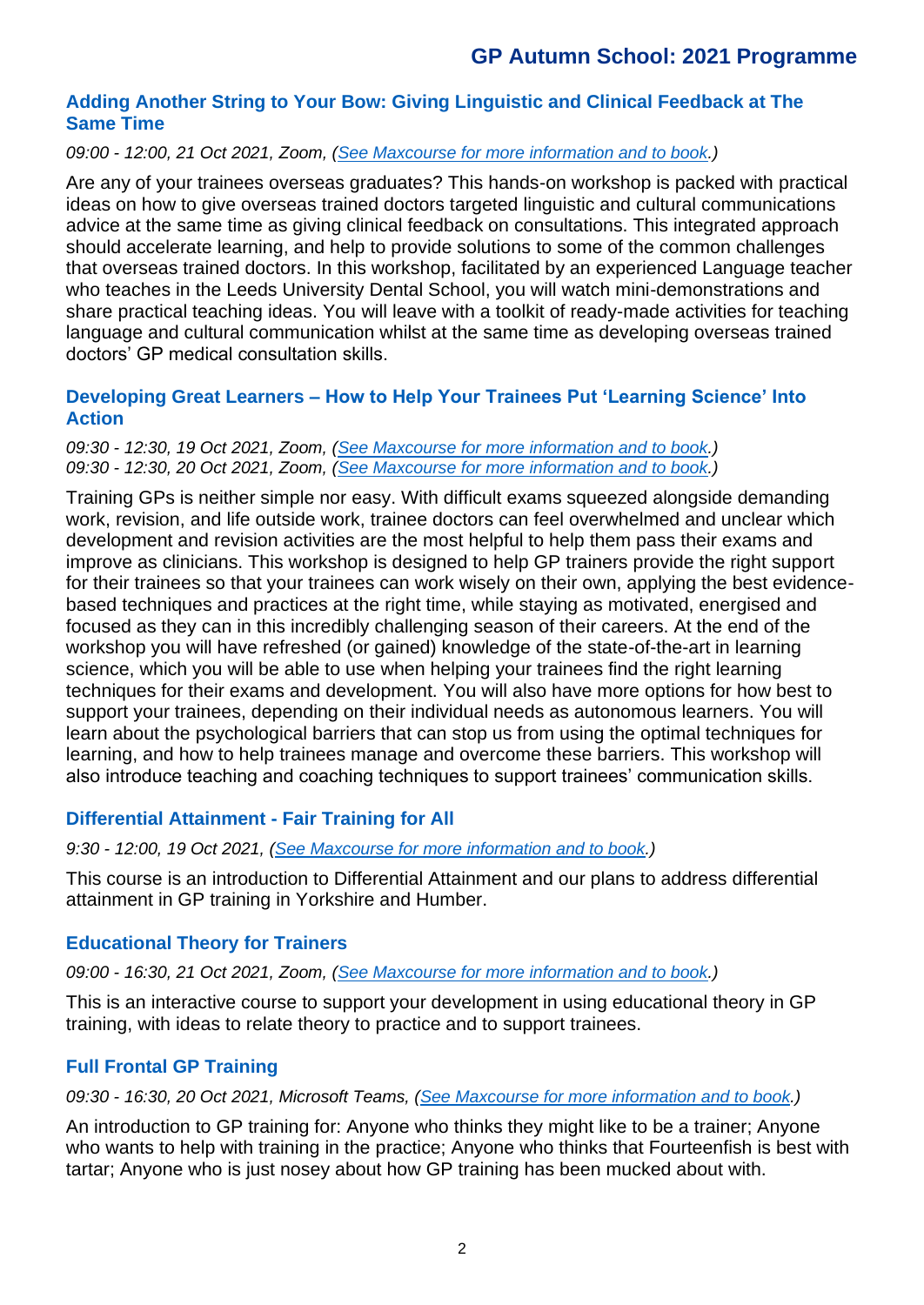### Adding Another String to Your Bow: Giving Linguistic and Clinical Feedback at The Same Time

*09:00 - 12:00, 21 Oct 2021, Zoom, (See Maxcourse for more information and to book.)*

Are any of your trainees overseas graduates? This hands-on workshop is packed with practical ideas on how to give overseas trained doctors targeted linguistic and cultural communications advice at the same time as giving clinical feedback on consultations. This integrated approach should accelerate learning, and help to provide solutions to some of the common challenges that overseas trained doctors. In this workshop, facilitated by an experienced Language teacher who teaches in the Leeds University Dental School, you will watch mini-demonstrations and share practical teaching ideas. You will leave with a toolkit of ready-made activities for teaching language and cultural communication whilst at the same time as developing overseas trained doctors' GP medical consultation skills.

### Developing Great Learners – How to Help Your Trainees Put 'Learning Science' Into Action

*09:30 - 12:30, 19 Oct 2021, Zoom, (See Maxcourse for more information and to book.)*
*09:30 - 12:30, 20 Oct 2021, Zoom, (See Maxcourse for more information and to book.)*

Training GPs is neither simple nor easy. With difficult exams squeezed alongside demanding work, revision, and life outside work, trainee doctors can feel overwhelmed and unclear which development and revision activities are the most helpful to help them pass their exams and improve as clinicians. This workshop is designed to help GP trainers provide the right support for their trainees so that your trainees can work wisely on their own, applying the best evidence-based techniques and practices at the right time, while staying as motivated, energised and focused as they can in this incredibly challenging season of their careers. At the end of the workshop you will have refreshed (or gained) knowledge of the state-of-the-art in learning science, which you will be able to use when helping your trainees find the right learning techniques for their exams and development. You will also have more options for how best to support your trainees, depending on their individual needs as autonomous learners. You will learn about the psychological barriers that can stop us from using the optimal techniques for learning, and how to help trainees manage and overcome these barriers. This workshop will also introduce teaching and coaching techniques to support trainees' communication skills.

### Differential Attainment - Fair Training for All

*9:30 - 12:00, 19 Oct 2021, (See Maxcourse for more information and to book.)*

This course is an introduction to Differential Attainment and our plans to address differential attainment in GP training in Yorkshire and Humber.

### Educational Theory for Trainers

*09:00 - 16:30, 21 Oct 2021, Zoom, (See Maxcourse for more information and to book.)*

This is an interactive course to support your development in using educational theory in GP training, with ideas to relate theory to practice and to support trainees.

### Full Frontal GP Training

*09:30 - 16:30, 20 Oct 2021, Microsoft Teams, (See Maxcourse for more information and to book.)*

An introduction to GP training for: Anyone who thinks they might like to be a trainer; Anyone who wants to help with training in the practice; Anyone who thinks that Fourteenfish is best with tartar; Anyone who is just nosey about how GP training has been mucked about with.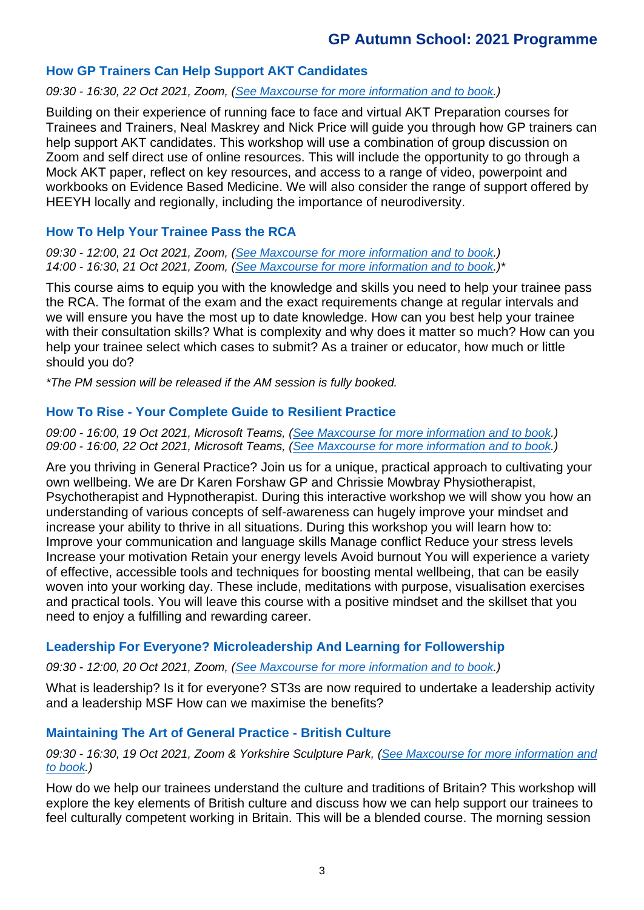## How GP Trainers Can Help Support AKT Candidates

*09:30 - 16:30, 22 Oct 2021, Zoom, (See Maxcourse for more information and to book.)*

Building on their experience of running face to face and virtual AKT Preparation courses for Trainees and Trainers, Neal Maskrey and Nick Price will guide you through how GP trainers can help support AKT candidates. This workshop will use a combination of group discussion on Zoom and self direct use of online resources. This will include the opportunity to go through a Mock AKT paper, reflect on key resources, and access to a range of video, powerpoint and workbooks on Evidence Based Medicine. We will also consider the range of support offered by HEEYH locally and regionally, including the importance of neurodiversity.

## How To Help Your Trainee Pass the RCA

*09:30 - 12:00, 21 Oct 2021, Zoom, (See Maxcourse for more information and to book.)*
*14:00 - 16:30, 21 Oct 2021, Zoom, (See Maxcourse for more information and to book.)**

This course aims to equip you with the knowledge and skills you need to help your trainee pass the RCA. The format of the exam and the exact requirements change at regular intervals and we will ensure you have the most up to date knowledge. How can you best help your trainee with their consultation skills? What is complexity and why does it matter so much? How can you help your trainee select which cases to submit? As a trainer or educator, how much or little should you do?

*\*The PM session will be released if the AM session is fully booked.*

## How To Rise - Your Complete Guide to Resilient Practice

*09:00 - 16:00, 19 Oct 2021, Microsoft Teams, (See Maxcourse for more information and to book.)*
*09:00 - 16:00, 22 Oct 2021, Microsoft Teams, (See Maxcourse for more information and to book.)*

Are you thriving in General Practice? Join us for a unique, practical approach to cultivating your own wellbeing. We are Dr Karen Forshaw GP and Chrissie Mowbray Physiotherapist, Psychotherapist and Hypnotherapist. During this interactive workshop we will show you how an understanding of various concepts of self-awareness can hugely improve your mindset and increase your ability to thrive in all situations. During this workshop you will learn how to: Improve your communication and language skills Manage conflict Reduce your stress levels Increase your motivation Retain your energy levels Avoid burnout You will experience a variety of effective, accessible tools and techniques for boosting mental wellbeing, that can be easily woven into your working day. These include, meditations with purpose, visualisation exercises and practical tools. You will leave this course with a positive mindset and the skillset that you need to enjoy a fulfilling and rewarding career.

## Leadership For Everyone? Microleadership And Learning for Followership

*09:30 - 12:00, 20 Oct 2021, Zoom, (See Maxcourse for more information and to book.)*

What is leadership? Is it for everyone? ST3s are now required to undertake a leadership activity and a leadership MSF How can we maximise the benefits?

## Maintaining The Art of General Practice - British Culture

*09:30 - 16:30, 19 Oct 2021, Zoom & Yorkshire Sculpture Park, (See Maxcourse for more information and to book.)*

How do we help our trainees understand the culture and traditions of Britain? This workshop will explore the key elements of British culture and discuss how we can help support our trainees to feel culturally competent working in Britain. This will be a blended course. The morning session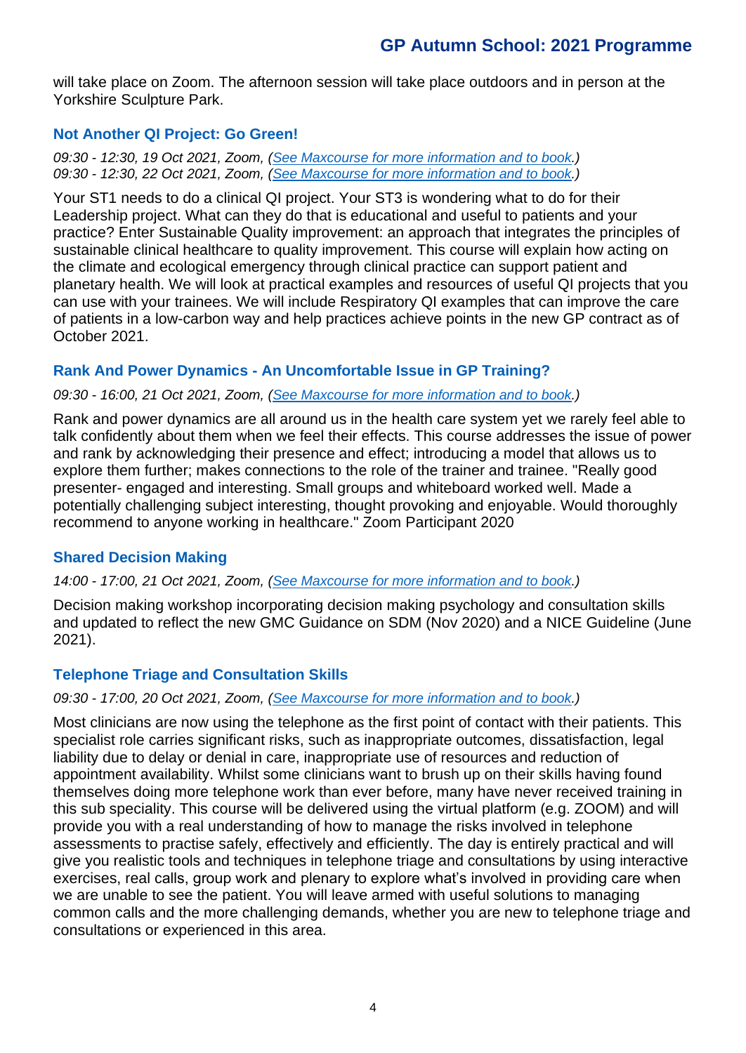will take place on Zoom. The afternoon session will take place outdoors and in person at the Yorkshire Sculpture Park.

### Not Another QI Project: Go Green!

*09:30 - 12:30, 19 Oct 2021, Zoom, (See Maxcourse for more information and to book.)*
*09:30 - 12:30, 22 Oct 2021, Zoom, (See Maxcourse for more information and to book.)*

Your ST1 needs to do a clinical QI project. Your ST3 is wondering what to do for their Leadership project. What can they do that is educational and useful to patients and your practice? Enter Sustainable Quality improvement: an approach that integrates the principles of sustainable clinical healthcare to quality improvement. This course will explain how acting on the climate and ecological emergency through clinical practice can support patient and planetary health. We will look at practical examples and resources of useful QI projects that you can use with your trainees. We will include Respiratory QI examples that can improve the care of patients in a low-carbon way and help practices achieve points in the new GP contract as of October 2021.

### Rank And Power Dynamics - An Uncomfortable Issue in GP Training?

*09:30 - 16:00, 21 Oct 2021, Zoom, (See Maxcourse for more information and to book.)*

Rank and power dynamics are all around us in the health care system yet we rarely feel able to talk confidently about them when we feel their effects. This course addresses the issue of power and rank by acknowledging their presence and effect; introducing a model that allows us to explore them further; makes connections to the role of the trainer and trainee. "Really good presenter- engaged and interesting. Small groups and whiteboard worked well. Made a potentially challenging subject interesting, thought provoking and enjoyable. Would thoroughly recommend to anyone working in healthcare." Zoom Participant 2020

### Shared Decision Making

*14:00 - 17:00, 21 Oct 2021, Zoom, (See Maxcourse for more information and to book.)*

Decision making workshop incorporating decision making psychology and consultation skills and updated to reflect the new GMC Guidance on SDM (Nov 2020) and a NICE Guideline (June 2021).

### Telephone Triage and Consultation Skills

*09:30 - 17:00, 20 Oct 2021, Zoom, (See Maxcourse for more information and to book.)*

Most clinicians are now using the telephone as the first point of contact with their patients. This specialist role carries significant risks, such as inappropriate outcomes, dissatisfaction, legal liability due to delay or denial in care, inappropriate use of resources and reduction of appointment availability. Whilst some clinicians want to brush up on their skills having found themselves doing more telephone work than ever before, many have never received training in this sub speciality. This course will be delivered using the virtual platform (e.g. ZOOM) and will provide you with a real understanding of how to manage the risks involved in telephone assessments to practise safely, effectively and efficiently. The day is entirely practical and will give you realistic tools and techniques in telephone triage and consultations by using interactive exercises, real calls, group work and plenary to explore what's involved in providing care when we are unable to see the patient. You will leave armed with useful solutions to managing common calls and the more challenging demands, whether you are new to telephone triage and consultations or experienced in this area.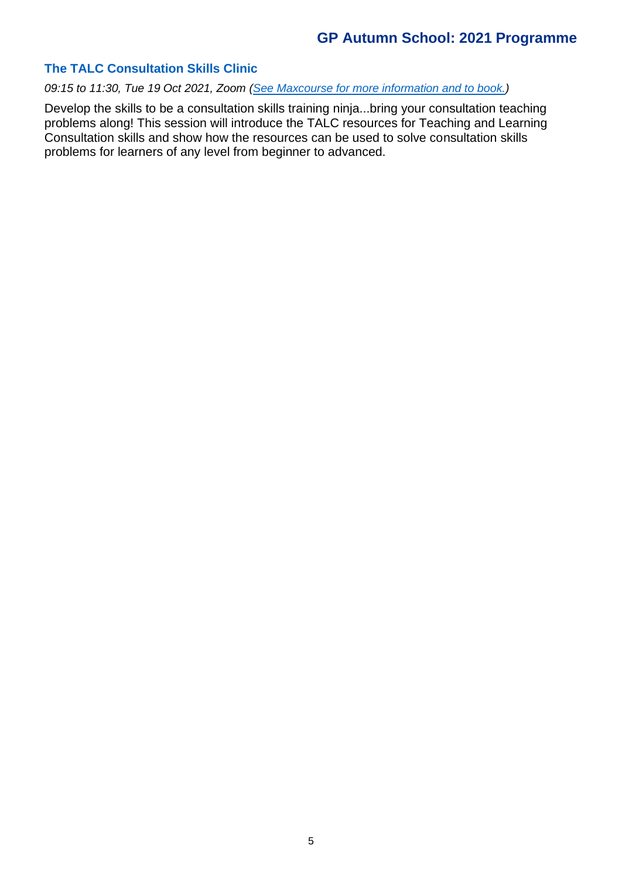### The TALC Consultation Skills Clinic

*09:15 to 11:30, Tue 19 Oct 2021, Zoom (See Maxcourse for more information and to book.)*

Develop the skills to be a consultation skills training ninja...bring your consultation teaching problems along! This session will introduce the TALC resources for Teaching and Learning Consultation skills and show how the resources can be used to solve consultation skills problems for learners of any level from beginner to advanced.